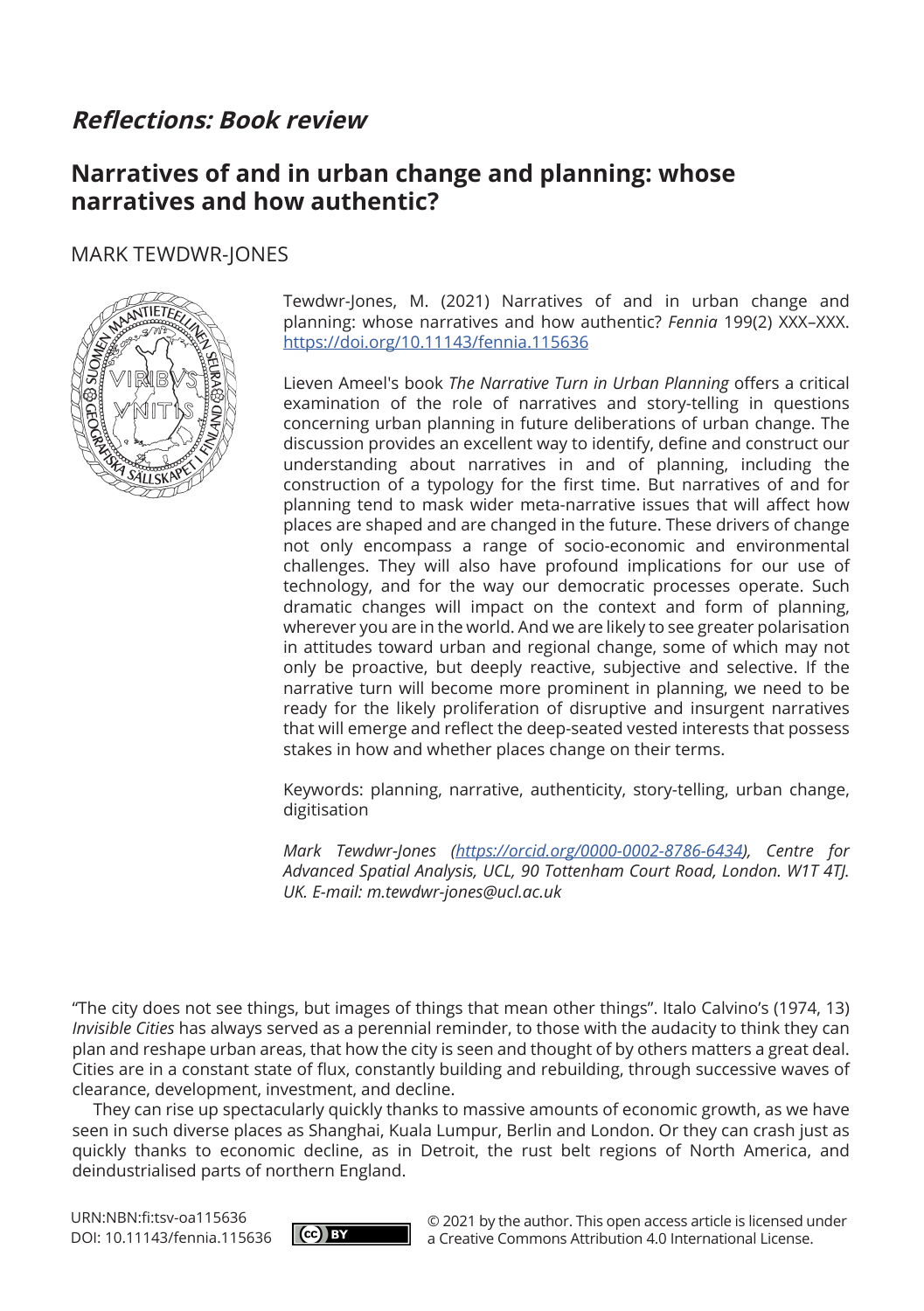## *Reflections: Book review*

# Narratives of and in urban change and planning: whose narratives and how authentic?

MARK TEWDWR-JONES

Tewdwr-Jones, M. (2021) Narratives of and in urban change and planning: whose narratives and how authentic? *Fennia* 199(2) XXX–XXX. https://doi.org/10.11143/fennia.115636

Lieven Ameel's book *The Narrative Turn in Urban Planning* offers a critical examination of the role of narratives and story-telling in questions concerning urban planning in future deliberations of urban change. The discussion provides an excellent way to identify, define and construct our understanding about narratives in and of planning, including the construction of a typology for the first time. But narratives of and for planning tend to mask wider meta-narrative issues that will affect how places are shaped and are changed in the future. These drivers of change not only encompass a range of socio-economic and environmental challenges. They will also have profound implications for our use of technology, and for the way our democratic processes operate. Such dramatic changes will impact on the context and form of planning, wherever you are in the world. And we are likely to see greater polarisation in attitudes toward urban and regional change, some of which may not only be proactive, but deeply reactive, subjective and selective. If the narrative turn will become more prominent in planning, we need to be ready for the likely proliferation of disruptive and insurgent narratives that will emerge and reflect the deep-seated vested interests that possess stakes in how and whether places change on their terms.

Keywords: planning, narrative, authenticity, story-telling, urban change, digitisation

*Mark Tewdwr-Jones (https://orcid.org/0000-0002-8786-6434), Centre for Advanced Spatial Analysis, UCL, 90 Tottenham Court Road, London. W1T 4TJ. UK. E-mail: m.tewdwr-jones@ucl.ac.uk*

"The city does not see things, but images of things that mean other things". Italo Calvino's (1974, 13) *Invisible Cities* has always served as a perennial reminder, to those with the audacity to think they can plan and reshape urban areas, that how the city is seen and thought of by others matters a great deal. Cities are in a constant state of flux, constantly building and rebuilding, through successive waves of clearance, development, investment, and decline.

They can rise up spectacularly quickly thanks to massive amounts of economic growth, as we have seen in such diverse places as Shanghai, Kuala Lumpur, Berlin and London. Or they can crash just as quickly thanks to economic decline, as in Detroit, the rust belt regions of North America, and deindustrialised parts of northern England.

URN:NBN:fi:tsv-oa115636
DOI: 10.11143/fennia.115636

© 2021 by the author. This open access article is licensed under a Creative Commons Attribution 4.0 International License.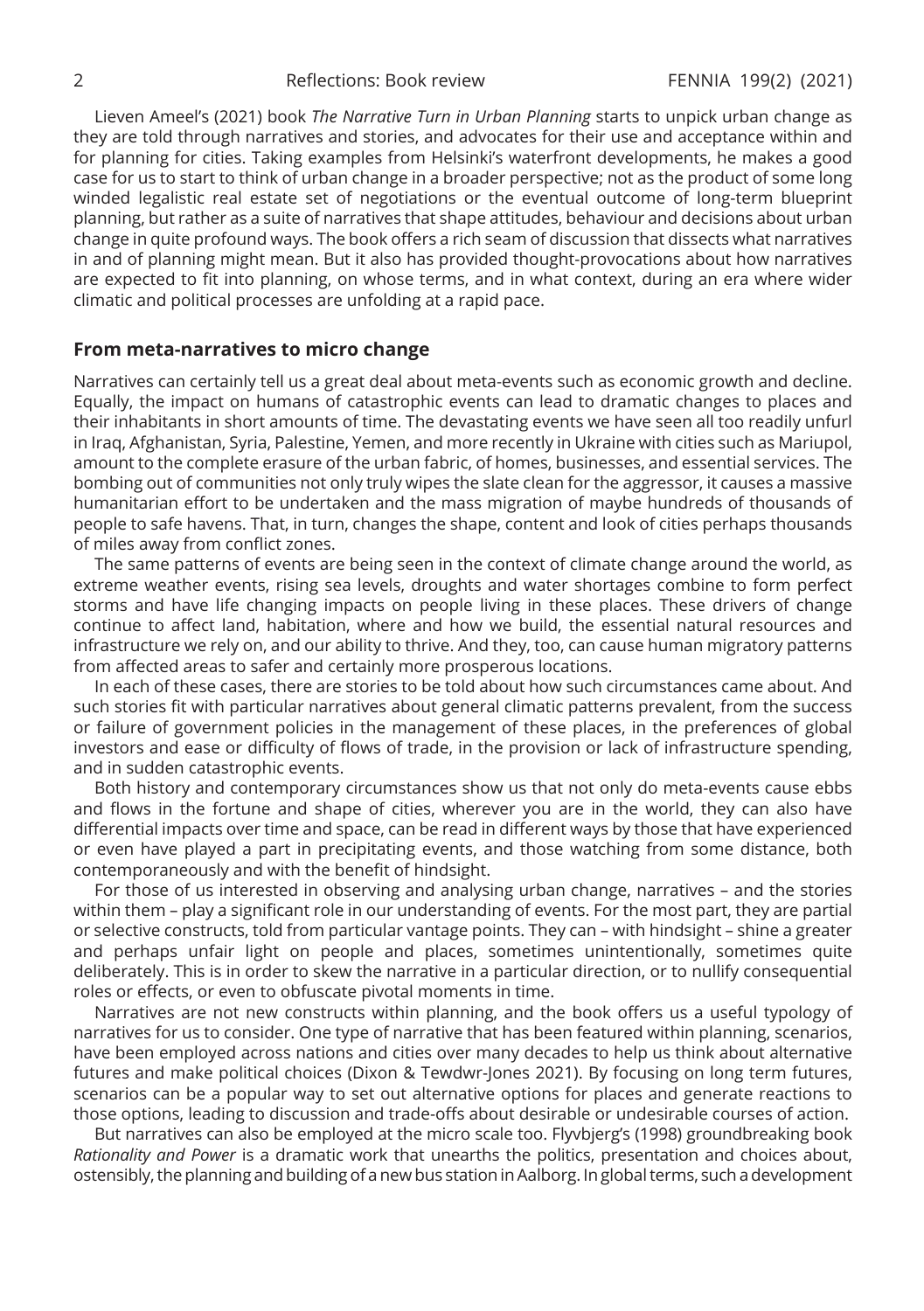Lieven Ameel's (2021) book *The Narrative Turn in Urban Planning* starts to unpick urban change as they are told through narratives and stories, and advocates for their use and acceptance within and for planning for cities. Taking examples from Helsinki's waterfront developments, he makes a good case for us to start to think of urban change in a broader perspective; not as the product of some long winded legalistic real estate set of negotiations or the eventual outcome of long-term blueprint planning, but rather as a suite of narratives that shape attitudes, behaviour and decisions about urban change in quite profound ways. The book offers a rich seam of discussion that dissects what narratives in and of planning might mean. But it also has provided thought-provocations about how narratives are expected to fit into planning, on whose terms, and in what context, during an era where wider climatic and political processes are unfolding at a rapid pace.

## From meta-narratives to micro change

Narratives can certainly tell us a great deal about meta-events such as economic growth and decline. Equally, the impact on humans of catastrophic events can lead to dramatic changes to places and their inhabitants in short amounts of time. The devastating events we have seen all too readily unfurl in Iraq, Afghanistan, Syria, Palestine, Yemen, and more recently in Ukraine with cities such as Mariupol, amount to the complete erasure of the urban fabric, of homes, businesses, and essential services. The bombing out of communities not only truly wipes the slate clean for the aggressor, it causes a massive humanitarian effort to be undertaken and the mass migration of maybe hundreds of thousands of people to safe havens. That, in turn, changes the shape, content and look of cities perhaps thousands of miles away from conflict zones.

The same patterns of events are being seen in the context of climate change around the world, as extreme weather events, rising sea levels, droughts and water shortages combine to form perfect storms and have life changing impacts on people living in these places. These drivers of change continue to affect land, habitation, where and how we build, the essential natural resources and infrastructure we rely on, and our ability to thrive. And they, too, can cause human migratory patterns from affected areas to safer and certainly more prosperous locations.

In each of these cases, there are stories to be told about how such circumstances came about. And such stories fit with particular narratives about general climatic patterns prevalent, from the success or failure of government policies in the management of these places, in the preferences of global investors and ease or difficulty of flows of trade, in the provision or lack of infrastructure spending, and in sudden catastrophic events.

Both history and contemporary circumstances show us that not only do meta-events cause ebbs and flows in the fortune and shape of cities, wherever you are in the world, they can also have differential impacts over time and space, can be read in different ways by those that have experienced or even have played a part in precipitating events, and those watching from some distance, both contemporaneously and with the benefit of hindsight.

For those of us interested in observing and analysing urban change, narratives – and the stories within them – play a significant role in our understanding of events. For the most part, they are partial or selective constructs, told from particular vantage points. They can – with hindsight – shine a greater and perhaps unfair light on people and places, sometimes unintentionally, sometimes quite deliberately. This is in order to skew the narrative in a particular direction, or to nullify consequential roles or effects, or even to obfuscate pivotal moments in time.

Narratives are not new constructs within planning, and the book offers us a useful typology of narratives for us to consider. One type of narrative that has been featured within planning, scenarios, have been employed across nations and cities over many decades to help us think about alternative futures and make political choices (Dixon & Tewdwr-Jones 2021). By focusing on long term futures, scenarios can be a popular way to set out alternative options for places and generate reactions to those options, leading to discussion and trade-offs about desirable or undesirable courses of action.

But narratives can also be employed at the micro scale too. Flyvbjerg's (1998) groundbreaking book *Rationality and Power* is a dramatic work that unearths the politics, presentation and choices about, ostensibly, the planning and building of a new bus station in Aalborg. In global terms, such a development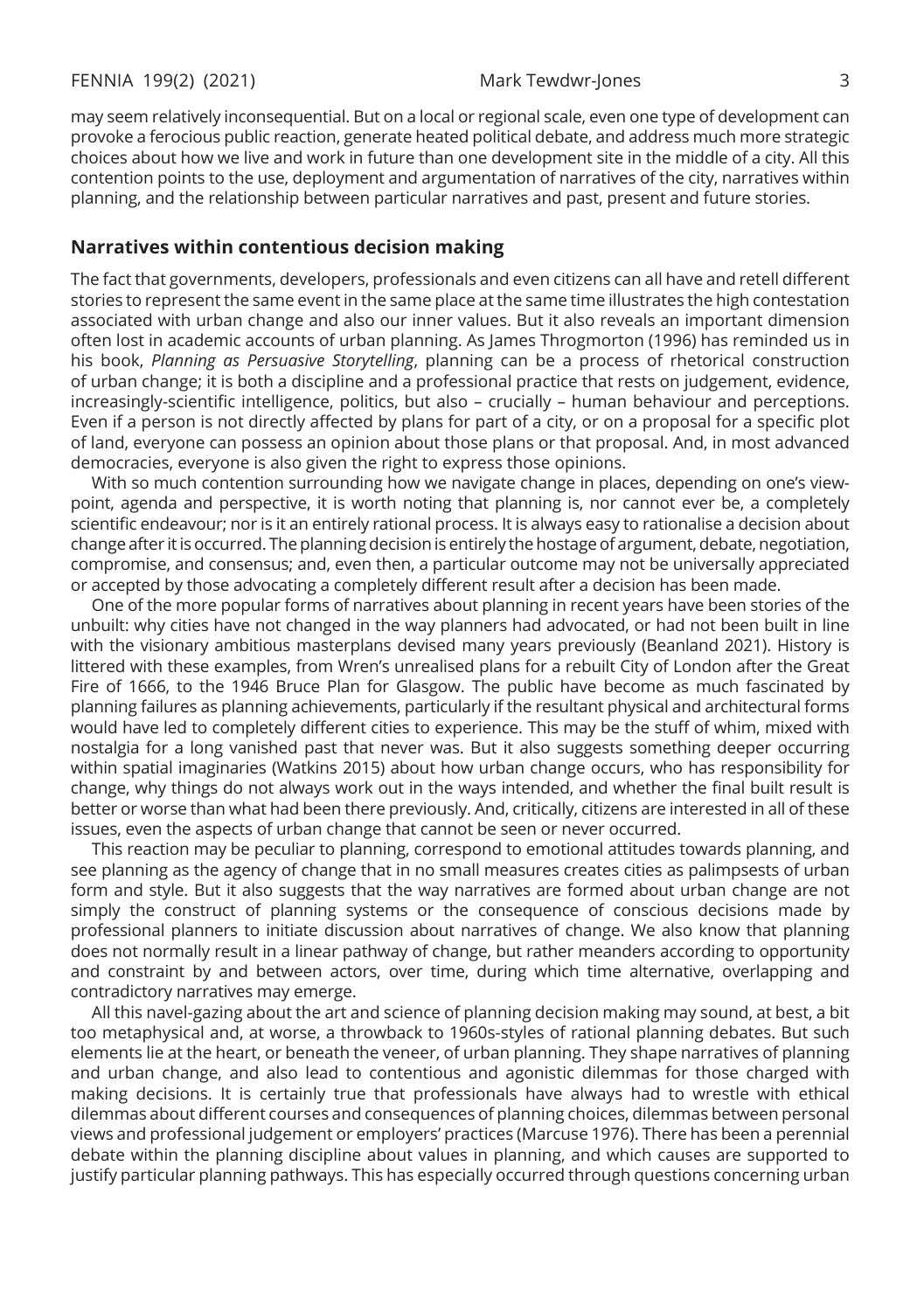may seem relatively inconsequential. But on a local or regional scale, even one type of development can provoke a ferocious public reaction, generate heated political debate, and address much more strategic choices about how we live and work in future than one development site in the middle of a city. All this contention points to the use, deployment and argumentation of narratives of the city, narratives within planning, and the relationship between particular narratives and past, present and future stories.

## Narratives within contentious decision making

The fact that governments, developers, professionals and even citizens can all have and retell different stories to represent the same event in the same place at the same time illustrates the high contestation associated with urban change and also our inner values. But it also reveals an important dimension often lost in academic accounts of urban planning. As James Throgmorton (1996) has reminded us in his book, *Planning as Persuasive Storytelling*, planning can be a process of rhetorical construction of urban change; it is both a discipline and a professional practice that rests on judgement, evidence, increasingly-scientific intelligence, politics, but also – crucially – human behaviour and perceptions. Even if a person is not directly affected by plans for part of a city, or on a proposal for a specific plot of land, everyone can possess an opinion about those plans or that proposal. And, in most advanced democracies, everyone is also given the right to express those opinions.

With so much contention surrounding how we navigate change in places, depending on one's viewpoint, agenda and perspective, it is worth noting that planning is, nor cannot ever be, a completely scientific endeavour; nor is it an entirely rational process. It is always easy to rationalise a decision about change after it is occurred. The planning decision is entirely the hostage of argument, debate, negotiation, compromise, and consensus; and, even then, a particular outcome may not be universally appreciated or accepted by those advocating a completely different result after a decision has been made.

One of the more popular forms of narratives about planning in recent years have been stories of the unbuilt: why cities have not changed in the way planners had advocated, or had not been built in line with the visionary ambitious masterplans devised many years previously (Beanland 2021). History is littered with these examples, from Wren's unrealised plans for a rebuilt City of London after the Great Fire of 1666, to the 1946 Bruce Plan for Glasgow. The public have become as much fascinated by planning failures as planning achievements, particularly if the resultant physical and architectural forms would have led to completely different cities to experience. This may be the stuff of whim, mixed with nostalgia for a long vanished past that never was. But it also suggests something deeper occurring within spatial imaginaries (Watkins 2015) about how urban change occurs, who has responsibility for change, why things do not always work out in the ways intended, and whether the final built result is better or worse than what had been there previously. And, critically, citizens are interested in all of these issues, even the aspects of urban change that cannot be seen or never occurred.

This reaction may be peculiar to planning, correspond to emotional attitudes towards planning, and see planning as the agency of change that in no small measures creates cities as palimpsests of urban form and style. But it also suggests that the way narratives are formed about urban change are not simply the construct of planning systems or the consequence of conscious decisions made by professional planners to initiate discussion about narratives of change. We also know that planning does not normally result in a linear pathway of change, but rather meanders according to opportunity and constraint by and between actors, over time, during which time alternative, overlapping and contradictory narratives may emerge.

All this navel-gazing about the art and science of planning decision making may sound, at best, a bit too metaphysical and, at worse, a throwback to 1960s-styles of rational planning debates. But such elements lie at the heart, or beneath the veneer, of urban planning. They shape narratives of planning and urban change, and also lead to contentious and agonistic dilemmas for those charged with making decisions. It is certainly true that professionals have always had to wrestle with ethical dilemmas about different courses and consequences of planning choices, dilemmas between personal views and professional judgement or employers' practices (Marcuse 1976). There has been a perennial debate within the planning discipline about values in planning, and which causes are supported to justify particular planning pathways. This has especially occurred through questions concerning urban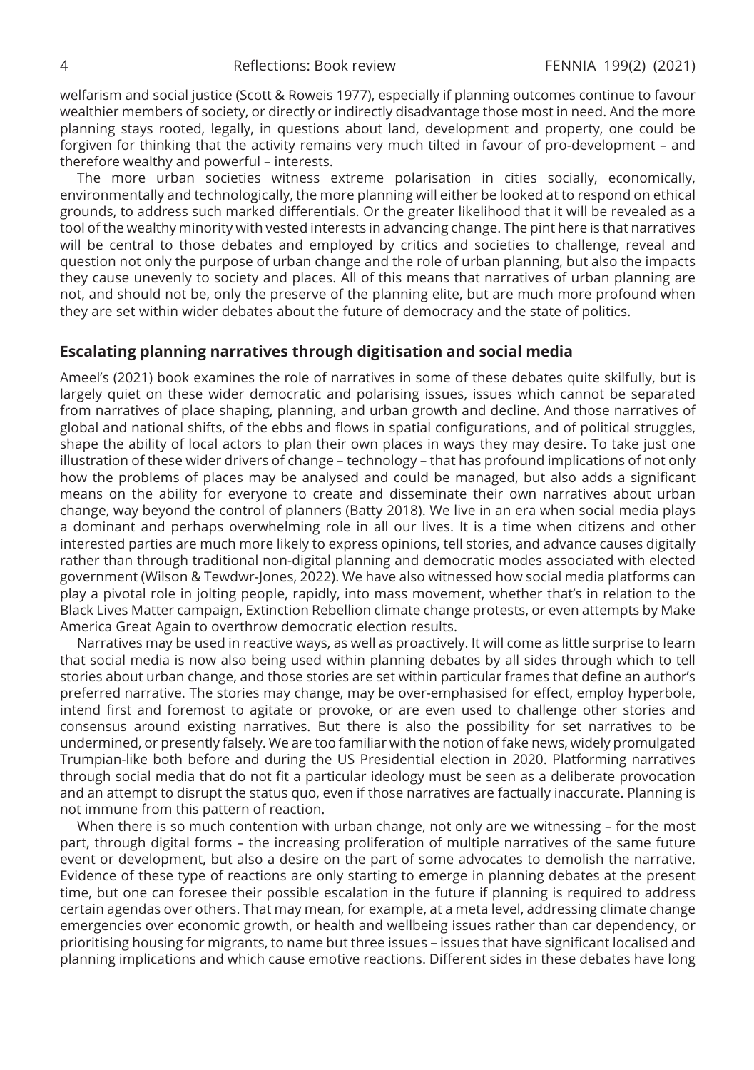welfarism and social justice (Scott & Roweis 1977), especially if planning outcomes continue to favour wealthier members of society, or directly or indirectly disadvantage those most in need. And the more planning stays rooted, legally, in questions about land, development and property, one could be forgiven for thinking that the activity remains very much tilted in favour of pro-development – and therefore wealthy and powerful – interests.

The more urban societies witness extreme polarisation in cities socially, economically, environmentally and technologically, the more planning will either be looked at to respond on ethical grounds, to address such marked differentials. Or the greater likelihood that it will be revealed as a tool of the wealthy minority with vested interests in advancing change. The pint here is that narratives will be central to those debates and employed by critics and societies to challenge, reveal and question not only the purpose of urban change and the role of urban planning, but also the impacts they cause unevenly to society and places. All of this means that narratives of urban planning are not, and should not be, only the preserve of the planning elite, but are much more profound when they are set within wider debates about the future of democracy and the state of politics.

## Escalating planning narratives through digitisation and social media

Ameel's (2021) book examines the role of narratives in some of these debates quite skilfully, but is largely quiet on these wider democratic and polarising issues, issues which cannot be separated from narratives of place shaping, planning, and urban growth and decline. And those narratives of global and national shifts, of the ebbs and flows in spatial configurations, and of political struggles, shape the ability of local actors to plan their own places in ways they may desire. To take just one illustration of these wider drivers of change – technology – that has profound implications of not only how the problems of places may be analysed and could be managed, but also adds a significant means on the ability for everyone to create and disseminate their own narratives about urban change, way beyond the control of planners (Batty 2018). We live in an era when social media plays a dominant and perhaps overwhelming role in all our lives. It is a time when citizens and other interested parties are much more likely to express opinions, tell stories, and advance causes digitally rather than through traditional non-digital planning and democratic modes associated with elected government (Wilson & Tewdwr-Jones, 2022). We have also witnessed how social media platforms can play a pivotal role in jolting people, rapidly, into mass movement, whether that's in relation to the Black Lives Matter campaign, Extinction Rebellion climate change protests, or even attempts by Make America Great Again to overthrow democratic election results.

Narratives may be used in reactive ways, as well as proactively. It will come as little surprise to learn that social media is now also being used within planning debates by all sides through which to tell stories about urban change, and those stories are set within particular frames that define an author's preferred narrative. The stories may change, may be over-emphasised for effect, employ hyperbole, intend first and foremost to agitate or provoke, or are even used to challenge other stories and consensus around existing narratives. But there is also the possibility for set narratives to be undermined, or presently falsely. We are too familiar with the notion of fake news, widely promulgated Trumpian-like both before and during the US Presidential election in 2020. Platforming narratives through social media that do not fit a particular ideology must be seen as a deliberate provocation and an attempt to disrupt the status quo, even if those narratives are factually inaccurate. Planning is not immune from this pattern of reaction.

When there is so much contention with urban change, not only are we witnessing – for the most part, through digital forms – the increasing proliferation of multiple narratives of the same future event or development, but also a desire on the part of some advocates to demolish the narrative. Evidence of these type of reactions are only starting to emerge in planning debates at the present time, but one can foresee their possible escalation in the future if planning is required to address certain agendas over others. That may mean, for example, at a meta level, addressing climate change emergencies over economic growth, or health and wellbeing issues rather than car dependency, or prioritising housing for migrants, to name but three issues – issues that have significant localised and planning implications and which cause emotive reactions. Different sides in these debates have long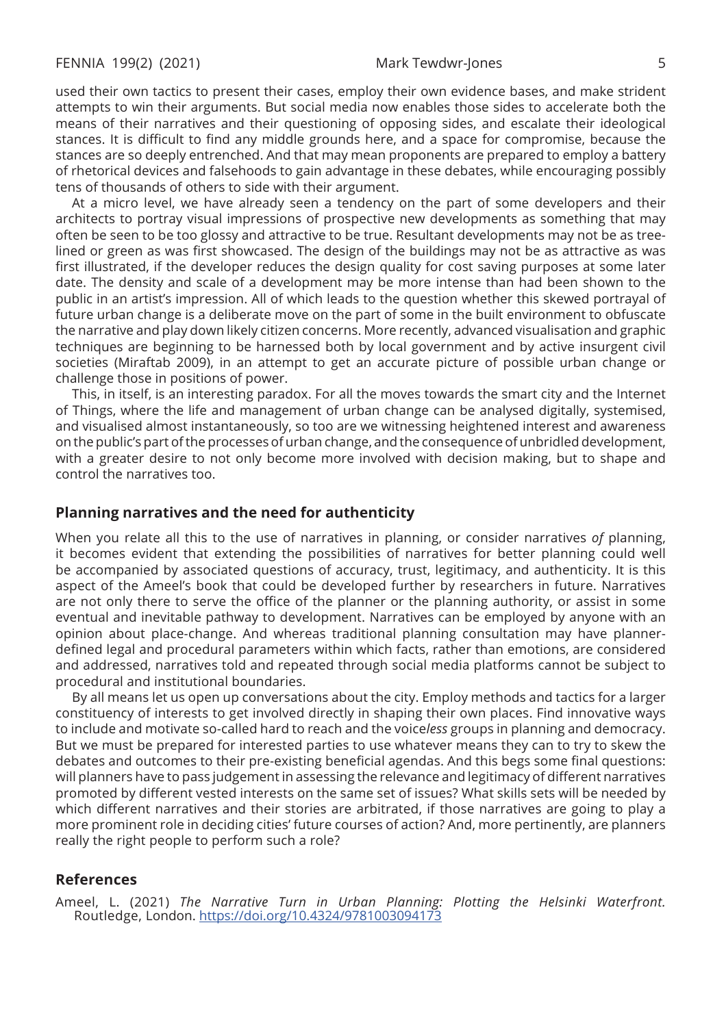used their own tactics to present their cases, employ their own evidence bases, and make strident attempts to win their arguments. But social media now enables those sides to accelerate both the means of their narratives and their questioning of opposing sides, and escalate their ideological stances. It is difficult to find any middle grounds here, and a space for compromise, because the stances are so deeply entrenched. And that may mean proponents are prepared to employ a battery of rhetorical devices and falsehoods to gain advantage in these debates, while encouraging possibly tens of thousands of others to side with their argument.

At a micro level, we have already seen a tendency on the part of some developers and their architects to portray visual impressions of prospective new developments as something that may often be seen to be too glossy and attractive to be true. Resultant developments may not be as tree-lined or green as was first showcased. The design of the buildings may not be as attractive as was first illustrated, if the developer reduces the design quality for cost saving purposes at some later date. The density and scale of a development may be more intense than had been shown to the public in an artist's impression. All of which leads to the question whether this skewed portrayal of future urban change is a deliberate move on the part of some in the built environment to obfuscate the narrative and play down likely citizen concerns. More recently, advanced visualisation and graphic techniques are beginning to be harnessed both by local government and by active insurgent civil societies (Miraftab 2009), in an attempt to get an accurate picture of possible urban change or challenge those in positions of power.

This, in itself, is an interesting paradox. For all the moves towards the smart city and the Internet of Things, where the life and management of urban change can be analysed digitally, systemised, and visualised almost instantaneously, so too are we witnessing heightened interest and awareness on the public's part of the processes of urban change, and the consequence of unbridled development, with a greater desire to not only become more involved with decision making, but to shape and control the narratives too.

## Planning narratives and the need for authenticity

When you relate all this to the use of narratives in planning, or consider narratives *of* planning, it becomes evident that extending the possibilities of narratives for better planning could well be accompanied by associated questions of accuracy, trust, legitimacy, and authenticity. It is this aspect of the Ameel's book that could be developed further by researchers in future. Narratives are not only there to serve the office of the planner or the planning authority, or assist in some eventual and inevitable pathway to development. Narratives can be employed by anyone with an opinion about place-change. And whereas traditional planning consultation may have planner-defined legal and procedural parameters within which facts, rather than emotions, are considered and addressed, narratives told and repeated through social media platforms cannot be subject to procedural and institutional boundaries.

By all means let us open up conversations about the city. Employ methods and tactics for a larger constituency of interests to get involved directly in shaping their own places. Find innovative ways to include and motivate so-called hard to reach and the voice*less* groups in planning and democracy. But we must be prepared for interested parties to use whatever means they can to try to skew the debates and outcomes to their pre-existing beneficial agendas. And this begs some final questions: will planners have to pass judgement in assessing the relevance and legitimacy of different narratives promoted by different vested interests on the same set of issues? What skills sets will be needed by which different narratives and their stories are arbitrated, if those narratives are going to play a more prominent role in deciding cities' future courses of action? And, more pertinently, are planners really the right people to perform such a role?

## References

Ameel, L. (2021) *The Narrative Turn in Urban Planning: Plotting the Helsinki Waterfront.* Routledge, London. https://doi.org/10.4324/9781003094173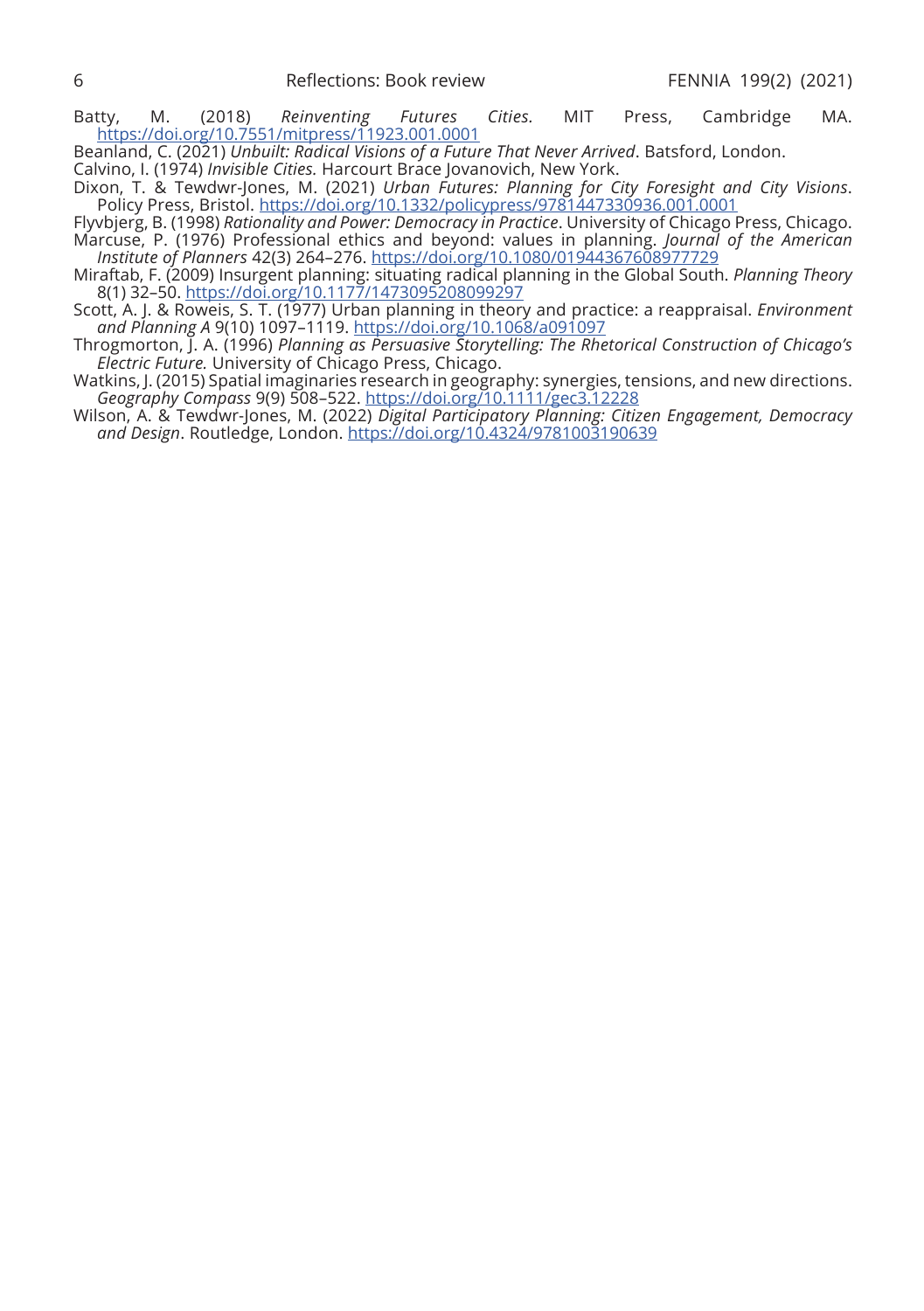Batty, M. (2018) *Reinventing Futures Cities.* MIT Press, Cambridge MA. https://doi.org/10.7551/mitpress/11923.001.0001

Beanland, C. (2021) *Unbuilt: Radical Visions of a Future That Never Arrived*. Batsford, London.

Calvino, I. (1974) *Invisible Cities.* Harcourt Brace Jovanovich, New York.

Dixon, T. & Tewdwr-Jones, M. (2021) *Urban Futures: Planning for City Foresight and City Visions*. Policy Press, Bristol. https://doi.org/10.1332/policypress/9781447330936.001.0001

Flyvbjerg, B. (1998) *Rationality and Power: Democracy in Practice*. University of Chicago Press, Chicago.

Marcuse, P. (1976) Professional ethics and beyond: values in planning. *Journal of the American Institute of Planners* 42(3) 264–276. https://doi.org/10.1080/01944367608977729

Miraftab, F. (2009) Insurgent planning: situating radical planning in the Global South. *Planning Theory* 8(1) 32–50. https://doi.org/10.1177/1473095208099297

Scott, A. J. & Roweis, S. T. (1977) Urban planning in theory and practice: a reappraisal. *Environment and Planning A* 9(10) 1097–1119. https://doi.org/10.1068/a091097

Throgmorton, J. A. (1996) *Planning as Persuasive Storytelling: The Rhetorical Construction of Chicago's Electric Future.* University of Chicago Press, Chicago.

Watkins, J. (2015) Spatial imaginaries research in geography: synergies, tensions, and new directions. *Geography Compass* 9(9) 508–522. https://doi.org/10.1111/gec3.12228

Wilson, A. & Tewdwr-Jones, M. (2022) *Digital Participatory Planning: Citizen Engagement, Democracy and Design*. Routledge, London. https://doi.org/10.4324/9781003190639